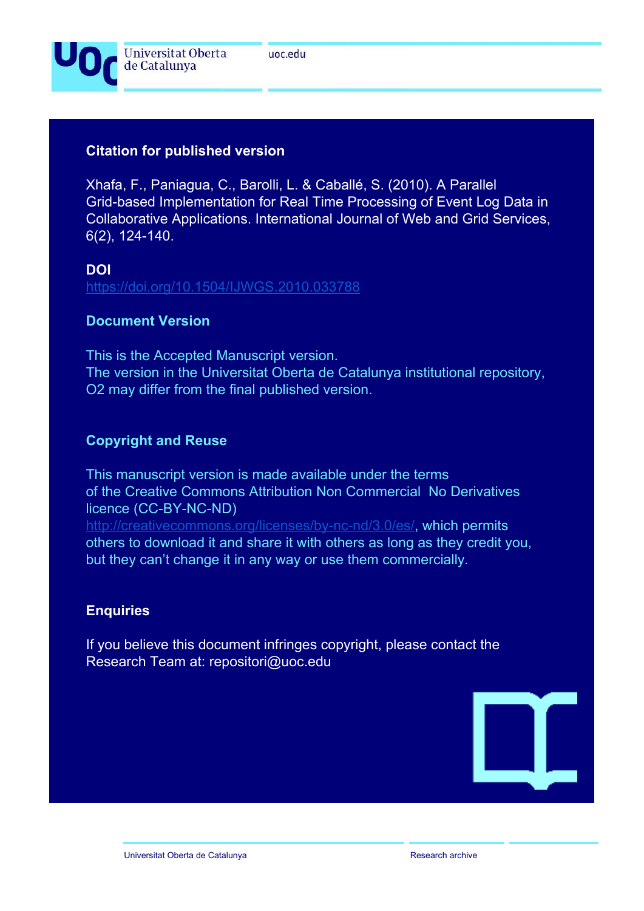**Citation for published version**

Xhafa, F., Paniagua, C., Barolli, L. & Caballé, S. (2010). A Parallel Grid-based Implementation for Real Time Processing of Event Log Data in Collaborative Applications. International Journal of Web and Grid Services, 6(2), 124-140.

**DOI**

https://doi.org/10.1504/IJWGS.2010.033788

**Document Version**

This is the Accepted Manuscript version.
The version in the Universitat Oberta de Catalunya institutional repository, O2 may differ from the final published version.

**Copyright and Reuse**

This manuscript version is made available under the terms of the Creative Commons Attribution Non Commercial No Derivatives licence (CC-BY-NC-ND) http://creativecommons.org/licenses/by-nc-nd/3.0/es/, which permits others to download it and share it with others as long as they credit you, but they can't change it in any way or use them commercially.

**Enquiries**

If you believe this document infringes copyright, please contact the Research Team at: repositori@uoc.edu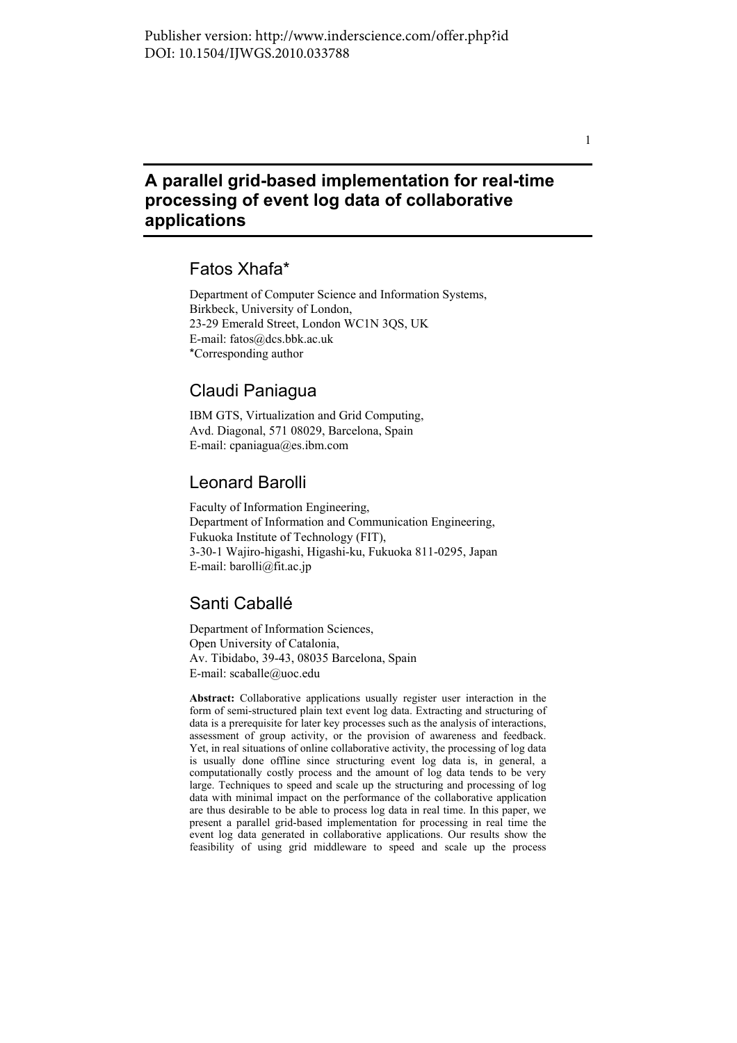Publisher version: http://www.inderscience.com/offer.php?id
DOI: 10.1504/IJWGS.2010.033788

# A parallel grid-based implementation for real-time processing of event log data of collaborative applications

## Fatos Xhafa*

Department of Computer Science and Information Systems,
Birkbeck, University of London,
23-29 Emerald Street, London WC1N 3QS, UK
E-mail: fatos@dcs.bbk.ac.uk
*Corresponding author

## Claudi Paniagua

IBM GTS, Virtualization and Grid Computing,
Avd. Diagonal, 571 08029, Barcelona, Spain
E-mail: cpaniagua@es.ibm.com

## Leonard Barolli

Faculty of Information Engineering,
Department of Information and Communication Engineering,
Fukuoka Institute of Technology (FIT),
3-30-1 Wajiro-higashi, Higashi-ku, Fukuoka 811-0295, Japan
E-mail: barolli@fit.ac.jp

## Santi Caballé

Department of Information Sciences,
Open University of Catalonia,
Av. Tibidabo, 39-43, 08035 Barcelona, Spain
E-mail: scaballe@uoc.edu

**Abstract:** Collaborative applications usually register user interaction in the form of semi-structured plain text event log data. Extracting and structuring of data is a prerequisite for later key processes such as the analysis of interactions, assessment of group activity, or the provision of awareness and feedback. Yet, in real situations of online collaborative activity, the processing of log data is usually done offline since structuring event log data is, in general, a computationally costly process and the amount of log data tends to be very large. Techniques to speed and scale up the structuring and processing of log data with minimal impact on the performance of the collaborative application are thus desirable to be able to process log data in real time. In this paper, we present a parallel grid-based implementation for processing in real time the event log data generated in collaborative applications. Our results show the feasibility of using grid middleware to speed and scale up the process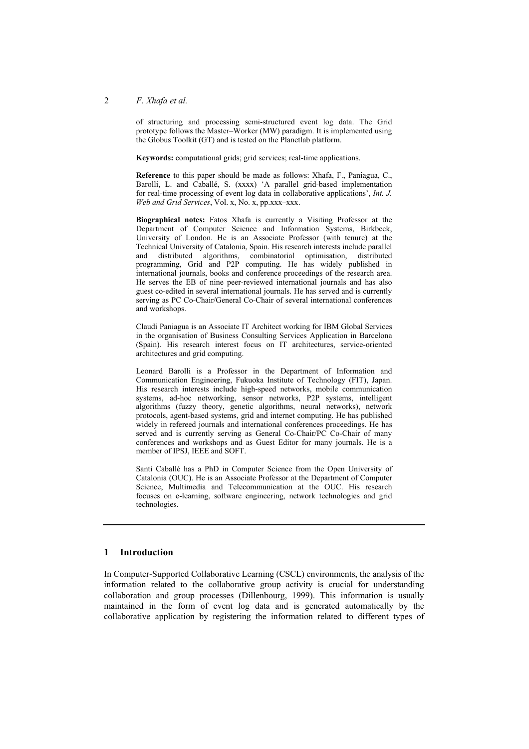of structuring and processing semi-structured event log data. The Grid prototype follows the Master–Worker (MW) paradigm. It is implemented using the Globus Toolkit (GT) and is tested on the Planetlab platform.

**Keywords:** computational grids; grid services; real-time applications.

**Reference** to this paper should be made as follows: Xhafa, F., Paniagua, C., Barolli, L. and Caballé, S. (xxxx) 'A parallel grid-based implementation for real-time processing of event log data in collaborative applications', *Int. J. Web and Grid Services*, Vol. x, No. x, pp.xxx–xxx.

**Biographical notes:** Fatos Xhafa is currently a Visiting Professor at the Department of Computer Science and Information Systems, Birkbeck, University of London. He is an Associate Professor (with tenure) at the Technical University of Catalonia, Spain. His research interests include parallel and distributed algorithms, combinatorial optimisation, distributed programming, Grid and P2P computing. He has widely published in international journals, books and conference proceedings of the research area. He serves the EB of nine peer-reviewed international journals and has also guest co-edited in several international journals. He has served and is currently serving as PC Co-Chair/General Co-Chair of several international conferences and workshops.

Claudi Paniagua is an Associate IT Architect working for IBM Global Services in the organisation of Business Consulting Services Application in Barcelona (Spain). His research interest focus on IT architectures, service-oriented architectures and grid computing.

Leonard Barolli is a Professor in the Department of Information and Communication Engineering, Fukuoka Institute of Technology (FIT), Japan. His research interests include high-speed networks, mobile communication systems, ad-hoc networking, sensor networks, P2P systems, intelligent algorithms (fuzzy theory, genetic algorithms, neural networks), network protocols, agent-based systems, grid and internet computing. He has published widely in refereed journals and international conferences proceedings. He has served and is currently serving as General Co-Chair/PC Co-Chair of many conferences and workshops and as Guest Editor for many journals. He is a member of IPSJ, IEEE and SOFT.

Santi Caballé has a PhD in Computer Science from the Open University of Catalonia (OUC). He is an Associate Professor at the Department of Computer Science, Multimedia and Telecommunication at the OUC. His research focuses on e-learning, software engineering, network technologies and grid technologies.

## 1 Introduction

In Computer-Supported Collaborative Learning (CSCL) environments, the analysis of the information related to the collaborative group activity is crucial for understanding collaboration and group processes (Dillenbourg, 1999). This information is usually maintained in the form of event log data and is generated automatically by the collaborative application by registering the information related to different types of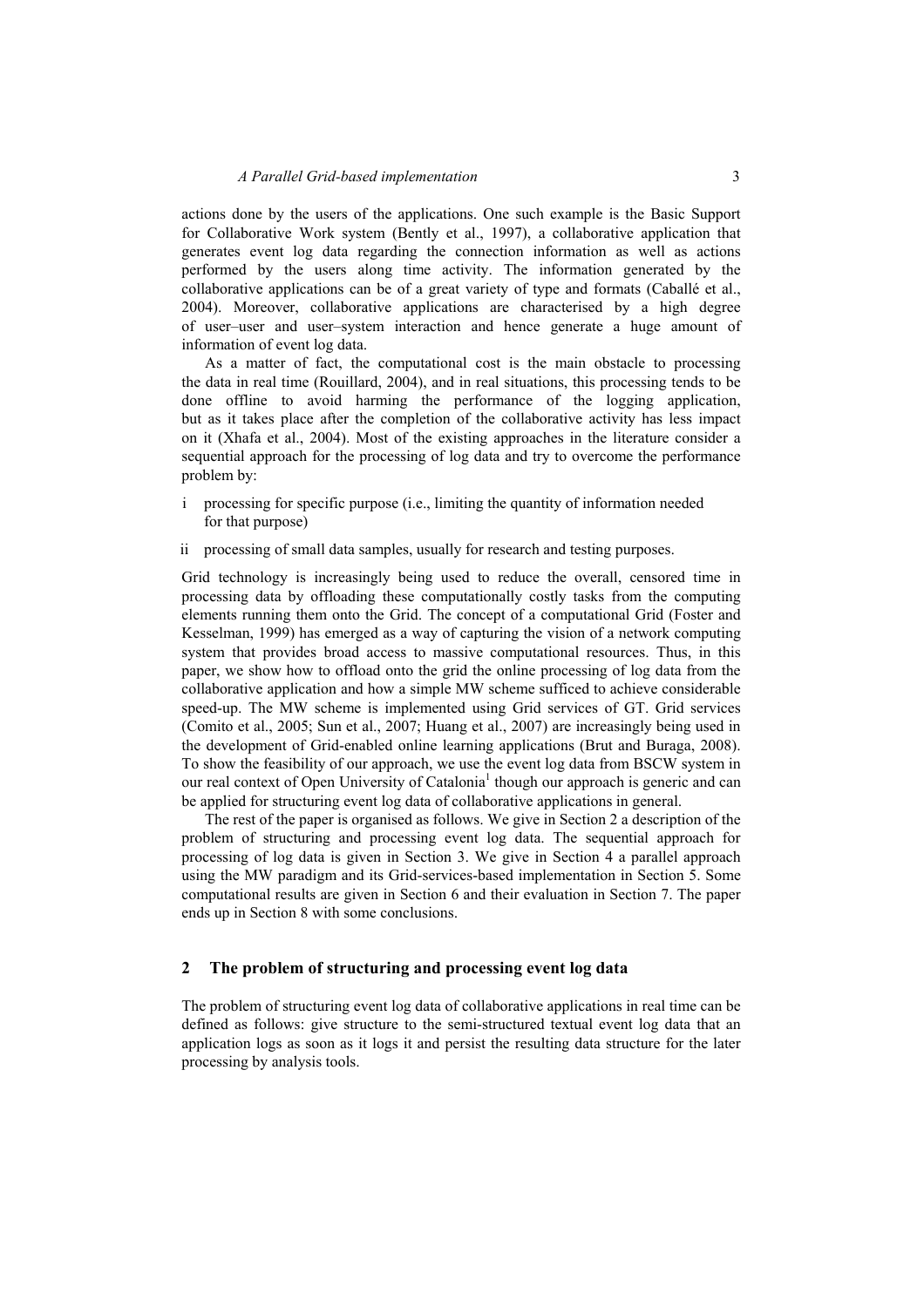actions done by the users of the applications. One such example is the Basic Support for Collaborative Work system (Bently et al., 1997), a collaborative application that generates event log data regarding the connection information as well as actions performed by the users along time activity. The information generated by the collaborative applications can be of a great variety of type and formats (Caballé et al., 2004). Moreover, collaborative applications are characterised by a high degree of user–user and user–system interaction and hence generate a huge amount of information of event log data.

As a matter of fact, the computational cost is the main obstacle to processing the data in real time (Rouillard, 2004), and in real situations, this processing tends to be done offline to avoid harming the performance of the logging application, but as it takes place after the completion of the collaborative activity has less impact on it (Xhafa et al., 2004). Most of the existing approaches in the literature consider a sequential approach for the processing of log data and try to overcome the performance problem by:

- i processing for specific purpose (i.e., limiting the quantity of information needed for that purpose)
- ii processing of small data samples, usually for research and testing purposes.

Grid technology is increasingly being used to reduce the overall, censored time in processing data by offloading these computationally costly tasks from the computing elements running them onto the Grid. The concept of a computational Grid (Foster and Kesselman, 1999) has emerged as a way of capturing the vision of a network computing system that provides broad access to massive computational resources. Thus, in this paper, we show how to offload onto the grid the online processing of log data from the collaborative application and how a simple MW scheme sufficed to achieve considerable speed-up. The MW scheme is implemented using Grid services of GT. Grid services (Comito et al., 2005; Sun et al., 2007; Huang et al., 2007) are increasingly being used in the development of Grid-enabled online learning applications (Brut and Buraga, 2008). To show the feasibility of our approach, we use the event log data from BSCW system in our real context of Open University of Catalonia[1] though our approach is generic and can be applied for structuring event log data of collaborative applications in general.

The rest of the paper is organised as follows. We give in Section 2 a description of the problem of structuring and processing event log data. The sequential approach for processing of log data is given in Section 3. We give in Section 4 a parallel approach using the MW paradigm and its Grid-services-based implementation in Section 5. Some computational results are given in Section 6 and their evaluation in Section 7. The paper ends up in Section 8 with some conclusions.

## 2 The problem of structuring and processing event log data

The problem of structuring event log data of collaborative applications in real time can be defined as follows: give structure to the semi-structured textual event log data that an application logs as soon as it logs it and persist the resulting data structure for the later processing by analysis tools.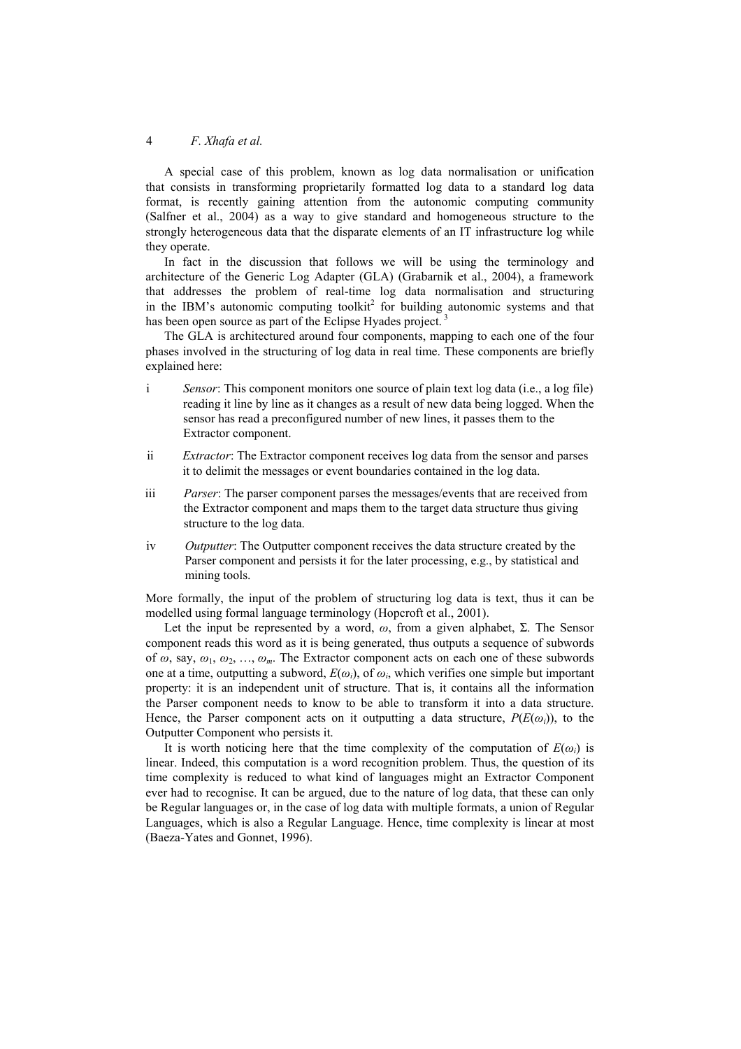A special case of this problem, known as log data normalisation or unification that consists in transforming proprietarily formatted log data to a standard log data format, is recently gaining attention from the autonomic computing community (Salfner et al., 2004) as a way to give standard and homogeneous structure to the strongly heterogeneous data that the disparate elements of an IT infrastructure log while they operate.

In fact in the discussion that follows we will be using the terminology and architecture of the Generic Log Adapter (GLA) (Grabarnik et al., 2004), a framework that addresses the problem of real-time log data normalisation and structuring in the IBM's autonomic computing toolkit[2] for building autonomic systems and that has been open source as part of the Eclipse Hyades project.[3]

The GLA is architectured around four components, mapping to each one of the four phases involved in the structuring of log data in real time. These components are briefly explained here:

i *Sensor*: This component monitors one source of plain text log data (i.e., a log file) reading it line by line as it changes as a result of new data being logged. When the sensor has read a preconfigured number of new lines, it passes them to the Extractor component.

ii *Extractor*: The Extractor component receives log data from the sensor and parses it to delimit the messages or event boundaries contained in the log data.

iii *Parser*: The parser component parses the messages/events that are received from the Extractor component and maps them to the target data structure thus giving structure to the log data.

iv *Outputter*: The Outputter component receives the data structure created by the Parser component and persists it for the later processing, e.g., by statistical and mining tools.

More formally, the input of the problem of structuring log data is text, thus it can be modelled using formal language terminology (Hopcroft et al., 2001).

Let the input be represented by a word, $\omega$, from a given alphabet, $\Sigma$. The Sensor component reads this word as it is being generated, thus outputs a sequence of subwords of $\omega$, say, $\omega_1, \omega_2, \ldots, \omega_m$. The Extractor component acts on each one of these subwords one at a time, outputting a subword, $E(\omega_i)$, of $\omega_i$, which verifies one simple but important property: it is an independent unit of structure. That is, it contains all the information the Parser component needs to know to be able to transform it into a data structure. Hence, the Parser component acts on it outputting a data structure, $P(E(\omega_i))$, to the Outputter Component who persists it.

It is worth noticing here that the time complexity of the computation of $E(\omega_i)$ is linear. Indeed, this computation is a word recognition problem. Thus, the question of its time complexity is reduced to what kind of languages might an Extractor Component ever had to recognise. It can be argued, due to the nature of log data, that these can only be Regular languages or, in the case of log data with multiple formats, a union of Regular Languages, which is also a Regular Language. Hence, time complexity is linear at most (Baeza-Yates and Gonnet, 1996).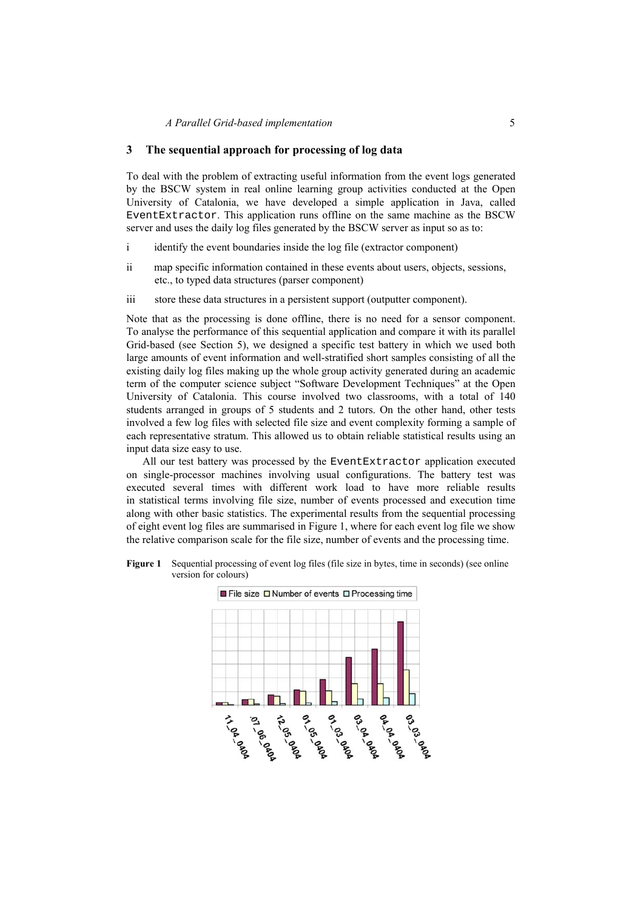## 3 The sequential approach for processing of log data

To deal with the problem of extracting useful information from the event logs generated by the BSCW system in real online learning group activities conducted at the Open University of Catalonia, we have developed a simple application in Java, called `EventExtractor`. This application runs offline on the same machine as the BSCW server and uses the daily log files generated by the BSCW server as input so as to:

i identify the event boundaries inside the log file (extractor component)

ii map specific information contained in these events about users, objects, sessions, etc., to typed data structures (parser component)

iii store these data structures in a persistent support (outputter component).

Note that as the processing is done offline, there is no need for a sensor component. To analyse the performance of this sequential application and compare it with its parallel Grid-based (see Section 5), we designed a specific test battery in which we used both large amounts of event information and well-stratified short samples consisting of all the existing daily log files making up the whole group activity generated during an academic term of the computer science subject "Software Development Techniques" at the Open University of Catalonia. This course involved two classrooms, with a total of 140 students arranged in groups of 5 students and 2 tutors. On the other hand, other tests involved a few log files with selected file size and event complexity forming a sample of each representative stratum. This allowed us to obtain reliable statistical results using an input data size easy to use.

All our test battery was processed by the `EventExtractor` application executed on single-processor machines involving usual configurations. The battery test was executed several times with different work load to have more reliable results in statistical terms involving file size, number of events processed and execution time along with other basic statistics. The experimental results from the sequential processing of eight event log files are summarised in Figure 1, where for each event log file we show the relative comparison scale for the file size, number of events and the processing time.

**Figure 1** Sequential processing of event log files (file size in bytes, time in seconds) (see online version for colours)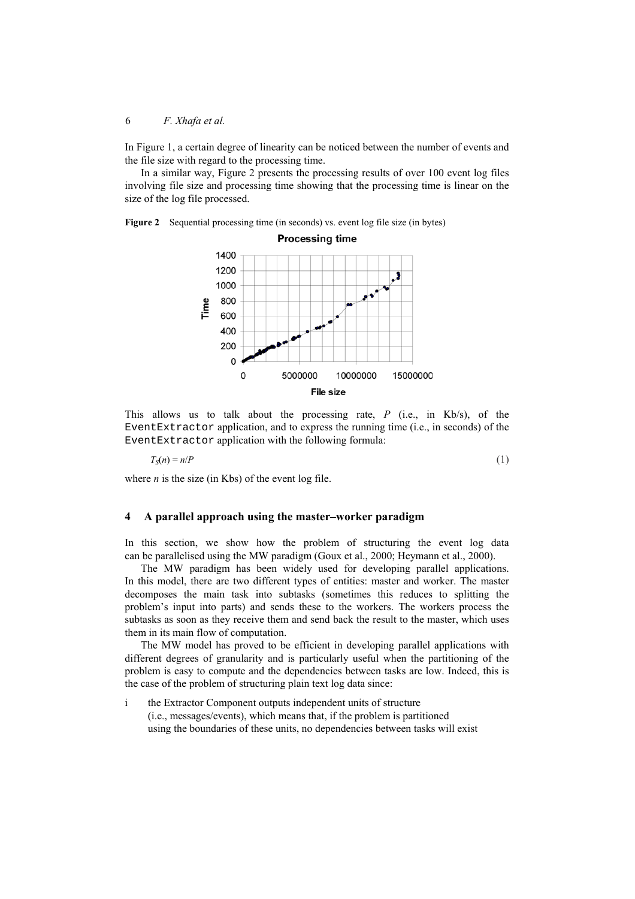In Figure 1, a certain degree of linearity can be noticed between the number of events and the file size with regard to the processing time.

In a similar way, Figure 2 presents the processing results of over 100 event log files involving file size and processing time showing that the processing time is linear on the size of the log file processed.

**Figure 2** Sequential processing time (in seconds) vs. event log file size (in bytes)

This allows us to talk about the processing rate, *P* (i.e., in Kb/s), of the `EventExtractor` application, and to express the running time (i.e., in seconds) of the `EventExtractor` application with the following formula:

$$T_S(n) = n/P \tag{1}$$

where *n* is the size (in Kbs) of the event log file.

## 4 A parallel approach using the master–worker paradigm

In this section, we show how the problem of structuring the event log data can be parallelised using the MW paradigm (Goux et al., 2000; Heymann et al., 2000).

The MW paradigm has been widely used for developing parallel applications. In this model, there are two different types of entities: master and worker. The master decomposes the main task into subtasks (sometimes this reduces to splitting the problem's input into parts) and sends these to the workers. The workers process the subtasks as soon as they receive them and send back the result to the master, which uses them in its main flow of computation.

The MW model has proved to be efficient in developing parallel applications with different degrees of granularity and is particularly useful when the partitioning of the problem is easy to compute and the dependencies between tasks are low. Indeed, this is the case of the problem of structuring plain text log data since:

i the Extractor Component outputs independent units of structure (i.e., messages/events), which means that, if the problem is partitioned using the boundaries of these units, no dependencies between tasks will exist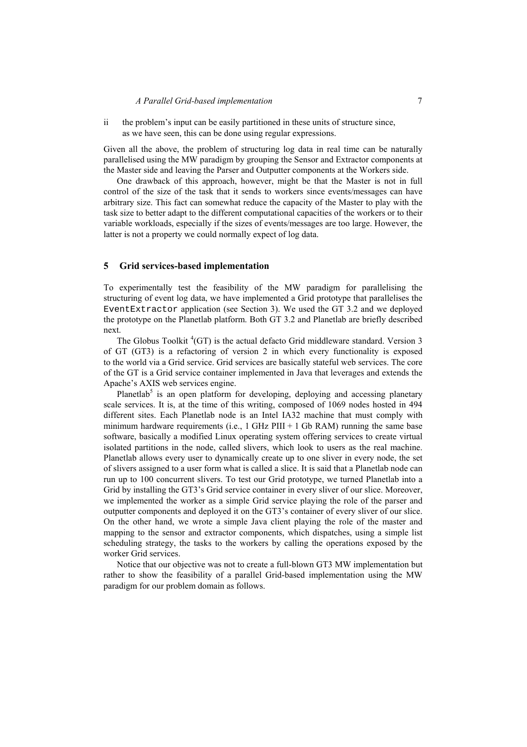ii the problem's input can be easily partitioned in these units of structure since, as we have seen, this can be done using regular expressions.

Given all the above, the problem of structuring log data in real time can be naturally parallelised using the MW paradigm by grouping the Sensor and Extractor components at the Master side and leaving the Parser and Outputter components at the Workers side.

One drawback of this approach, however, might be that the Master is not in full control of the size of the task that it sends to workers since events/messages can have arbitrary size. This fact can somewhat reduce the capacity of the Master to play with the task size to better adapt to the different computational capacities of the workers or to their variable workloads, especially if the sizes of events/messages are too large. However, the latter is not a property we could normally expect of log data.

## 5 Grid services-based implementation

To experimentally test the feasibility of the MW paradigm for parallelising the structuring of event log data, we have implemented a Grid prototype that parallelises the `EventExtractor` application (see Section 3). We used the GT 3.2 and we deployed the prototype on the Planetlab platform. Both GT 3.2 and Planetlab are briefly described next.

The Globus Toolkit [4](GT) is the actual defacto Grid middleware standard. Version 3 of GT (GT3) is a refactoring of version 2 in which every functionality is exposed to the world via a Grid service. Grid services are basically stateful web services. The core of the GT is a Grid service container implemented in Java that leverages and extends the Apache's AXIS web services engine.

Planetlab[5] is an open platform for developing, deploying and accessing planetary scale services. It is, at the time of this writing, composed of 1069 nodes hosted in 494 different sites. Each Planetlab node is an Intel IA32 machine that must comply with minimum hardware requirements (i.e., 1 GHz PIII + 1 Gb RAM) running the same base software, basically a modified Linux operating system offering services to create virtual isolated partitions in the node, called slivers, which look to users as the real machine. Planetlab allows every user to dynamically create up to one sliver in every node, the set of slivers assigned to a user form what is called a slice. It is said that a Planetlab node can run up to 100 concurrent slivers. To test our Grid prototype, we turned Planetlab into a Grid by installing the GT3's Grid service container in every sliver of our slice. Moreover, we implemented the worker as a simple Grid service playing the role of the parser and outputter components and deployed it on the GT3's container of every sliver of our slice. On the other hand, we wrote a simple Java client playing the role of the master and mapping to the sensor and extractor components, which dispatches, using a simple list scheduling strategy, the tasks to the workers by calling the operations exposed by the worker Grid services.

Notice that our objective was not to create a full-blown GT3 MW implementation but rather to show the feasibility of a parallel Grid-based implementation using the MW paradigm for our problem domain as follows.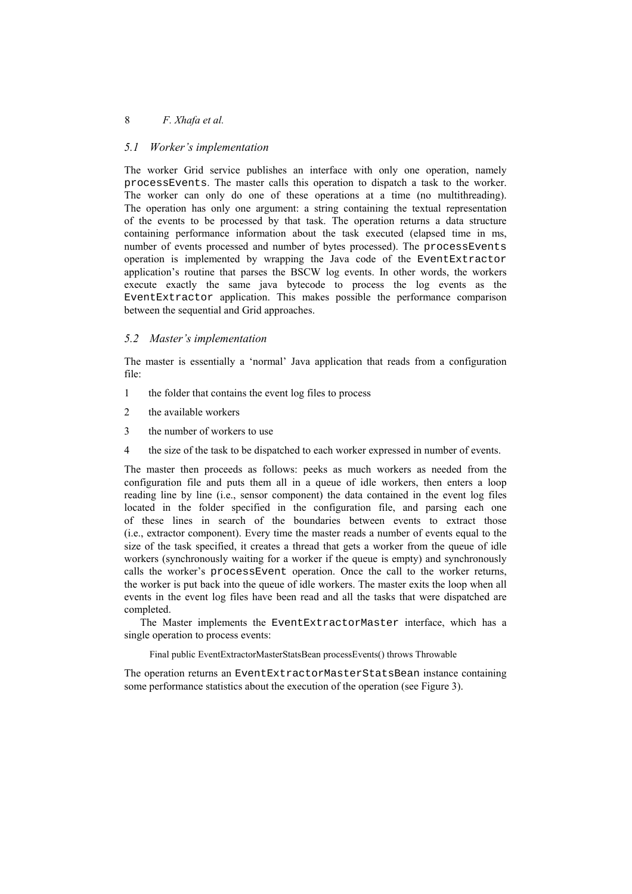### 5.1 *Worker's implementation*

The worker Grid service publishes an interface with only one operation, namely `processEvents`. The master calls this operation to dispatch a task to the worker. The worker can only do one of these operations at a time (no multithreading). The operation has only one argument: a string containing the textual representation of the events to be processed by that task. The operation returns a data structure containing performance information about the task executed (elapsed time in ms, number of events processed and number of bytes processed). The `processEvents` operation is implemented by wrapping the Java code of the `EventExtractor` application's routine that parses the BSCW log events. In other words, the workers execute exactly the same java bytecode to process the log events as the `EventExtractor` application. This makes possible the performance comparison between the sequential and Grid approaches.

### 5.2 *Master's implementation*

The master is essentially a 'normal' Java application that reads from a configuration file:

1. the folder that contains the event log files to process
2. the available workers
3. the number of workers to use
4. the size of the task to be dispatched to each worker expressed in number of events.

The master then proceeds as follows: peeks as much workers as needed from the configuration file and puts them all in a queue of idle workers, then enters a loop reading line by line (i.e., sensor component) the data contained in the event log files located in the folder specified in the configuration file, and parsing each one of these lines in search of the boundaries between events to extract those (i.e., extractor component). Every time the master reads a number of events equal to the size of the task specified, it creates a thread that gets a worker from the queue of idle workers (synchronously waiting for a worker if the queue is empty) and synchronously calls the worker's `processEvent` operation. Once the call to the worker returns, the worker is put back into the queue of idle workers. The master exits the loop when all events in the event log files have been read and all the tasks that were dispatched are completed.

The Master implements the `EventExtractorMaster` interface, which has a single operation to process events:

```
Final public EventExtractorMasterStatsBean processEvents() throws Throwable
```

The operation returns an `EventExtractorMasterStatsBean` instance containing some performance statistics about the execution of the operation (see Figure 3).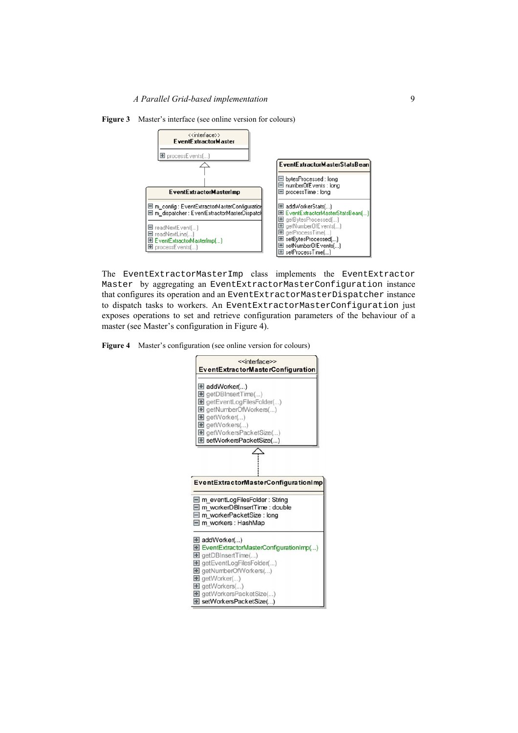**Figure 3** Master's interface (see online version for colours)

```
<<interface>>
EventExtractorMaster
---
processEvents(...)
```

```
EventExtractorMasterImp
---
m_config : EventExtractorMasterConfiguration
m_dispatcher : EventExtractorMasterDispatch
---
readNextEvent(...)
readNextLine(...)
EventExtractorMasterImp(...)
processEvents(...)
```

```
EventExtractorMasterStatsBean
---
bytesProcessed : long
numberOfEvents : long
processTime : long
---
addWorkerStats(...)
EventExtractorMasterStatsBean(...)
getBytesProcessed(...)
getNumberOfEvents(...)
getProcessTime(...)
setBytesProcessed(...)
setNumberOfEvents(...)
setProcessTime(...)
```

The `EventExtractorMasterImp` class implements the `EventExtractorMaster` by aggregating an `EventExtractorMasterConfiguration` instance that configures its operation and an `EventExtractorMasterDispatcher` instance to dispatch tasks to workers. An `EventExtractorMasterConfiguration` just exposes operations to set and retrieve configuration parameters of the behaviour of a master (see Master's configuration in Figure 4).

**Figure 4** Master's configuration (see online version for colours)

```
<<interface>>
EventExtractorMasterConfiguration
---
addWorker(...)
getDBInsertTime(...)
getEventLogFilesFolder(...)
getNumberOfWorkers(...)
getWorker(...)
getWorkers(...)
getWorkersPacketSize(...)
setWorkersPacketSize(...)
```

```
EventExtractorMasterConfigurationImp
---
m_eventLogFilesFolder : String
m_workerDBInsertTime : double
m_workerPacketSize : long
m_workers : HashMap
---
addWorker(...)
EventExtractorMasterConfigurationImp(...)
getDBInsertTime(...)
getEventLogFilesFolder(...)
getNumberOfWorkers(...)
getWorker(...)
getWorkers(...)
getWorkersPacketSize(...)
setWorkersPacketSize(...)
```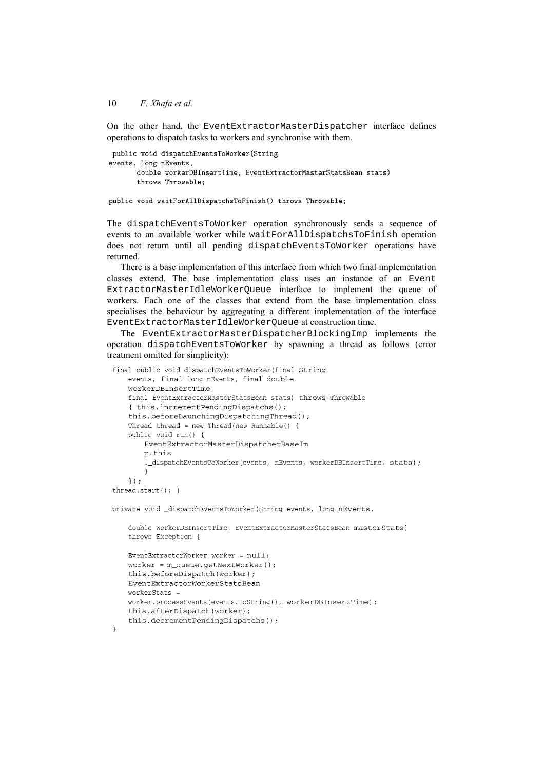On the other hand, the `EventExtractorMasterDispatcher` interface defines operations to dispatch tasks to workers and synchronise with them.

```
public void dispatchEventsToWorker(String
events, long nEvents,
       double workerDBInsertTime, EventExtractorMasterStatsBean stats)
       throws Throwable;

public void waitForAllDispatchsToFinish() throws Throwable;
```

The `dispatchEventsToWorker` operation synchronously sends a sequence of events to an available worker while `waitForAllDispatchsToFinish` operation does not return until all pending `dispatchEventsToWorker` operations have returned.

There is a base implementation of this interface from which two final implementation classes extend. The base implementation class uses an instance of an `Event ExtractorMasterIdleWorkerQueue` interface to implement the queue of workers. Each one of the classes that extend from the base implementation class specialises the behaviour by aggregating a different implementation of the interface `EventExtractorMasterIdleWorkerQueue` at construction time.

The `EventExtractorMasterDispatcherBlockingImp` implements the operation `dispatchEventsToWorker` by spawning a thread as follows (error treatment omitted for simplicity):

```
final public void dispatchEventsToWorker(final String
    events, final long nEvents, final double
    workerDBInsertTime,
    final EventExtractorMasterStatsBean stats) throws Throwable
    { this.incrementPendingDispatchs();
    this.beforeLaunchingDispatchingThread();
    Thread thread = new Thread(new Runnable() {
    public void run() {
        EventExtractorMasterDispatcherBaseIm
        p.this
        ._dispatchEventsToWorker(events, nEvents, workerDBInsertTime, stats);
        }
    });
thread.start(); }

private void _dispatchEventsToWorker(String events, long nEvents,

    double workerDBInsertTime, EventExtractorMasterStatsBean masterStats)
    throws Exception {

    EventExtractorWorker worker = null;
    worker = m_queue.getNextWorker();
    this.beforeDispatch(worker);
    EventExtractorWorkerStatsBean
    workerStats =
    worker.processEvents(events.toString(), workerDBInsertTime);
    this.afterDispatch(worker);
    this.decrementPendingDispatchs();
}
```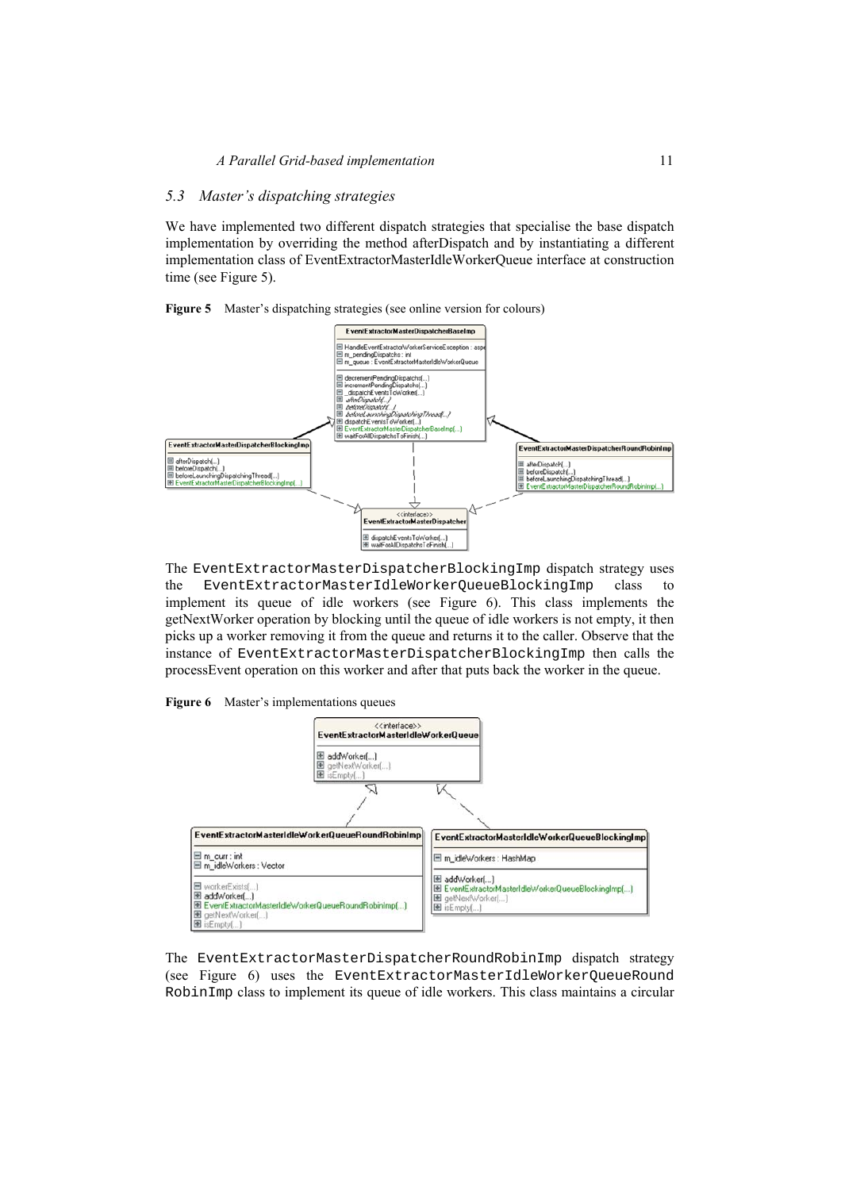### 5.3 Master's dispatching strategies

We have implemented two different dispatch strategies that specialise the base dispatch implementation by overriding the method afterDispatch and by instantiating a different implementation class of EventExtractorMasterIdleWorkerQueue interface at construction time (see Figure 5).

**Figure 5** Master's dispatching strategies (see online version for colours)

The `EventExtractorMasterDispatcherBlockingImp` dispatch strategy uses the `EventExtractorMasterIdleWorkerQueueBlockingImp` class to implement its queue of idle workers (see Figure 6). This class implements the getNextWorker operation by blocking until the queue of idle workers is not empty, it then picks up a worker removing it from the queue and returns it to the caller. Observe that the instance of `EventExtractorMasterDispatcherBlockingImp` then calls the processEvent operation on this worker and after that puts back the worker in the queue.

**Figure 6** Master's implementations queues

The `EventExtractorMasterDispatcherRoundRobinImp` dispatch strategy (see Figure 6) uses the `EventExtractorMasterIdleWorkerQueueRound RobinImp` class to implement its queue of idle workers. This class maintains a circular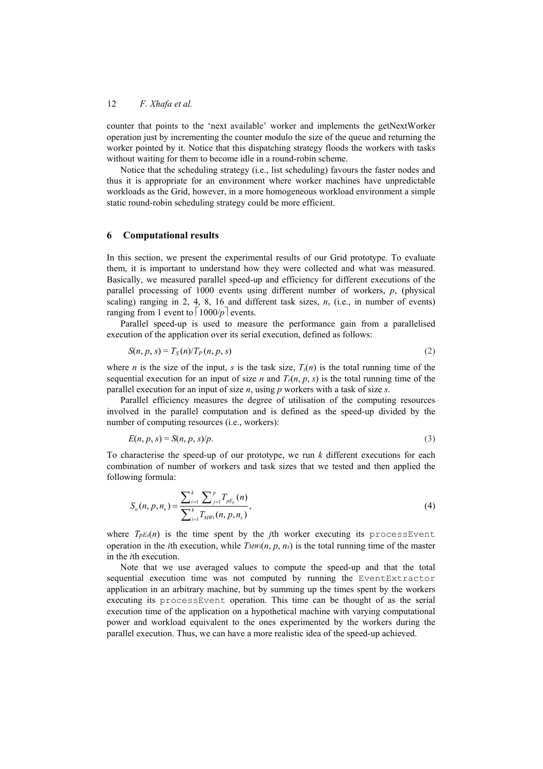counter that points to the 'next available' worker and implements the getNextWorker operation just by incrementing the counter modulo the size of the queue and returning the worker pointed by it. Notice that this dispatching strategy floods the workers with tasks without waiting for them to become idle in a round-robin scheme.

Notice that the scheduling strategy (i.e., list scheduling) favours the faster nodes and thus it is appropriate for an environment where worker machines have unpredictable workloads as the Grid, however, in a more homogeneous workload environment a simple static round-robin scheduling strategy could be more efficient.

## 6 Computational results

In this section, we present the experimental results of our Grid prototype. To evaluate them, it is important to understand how they were collected and what was measured. Basically, we measured parallel speed-up and efficiency for different executions of the parallel processing of 1000 events using different number of workers, $p$, (physical scaling) ranging in 2, 4, 8, 16 and different task sizes, $n_s$ (i.e., in number of events) ranging from 1 event to $\lceil 1000/p \rceil$ events.

Parallel speed-up is used to measure the performance gain from a parallelised execution of the application over its serial execution, defined as follows:

$$S(n, p, s) = T_S(n)/T_P(n, p, s) \tag{2}$$

where $n$ is the size of the input, $s$ is the task size, $T_S(n)$ is the total running time of the sequential execution for an input of size $n$ and $T_P(n, p, s)$ is the total running time of the parallel execution for an input of size $n$, using $p$ workers with a task of size $s$.

Parallel efficiency measures the degree of utilisation of the computing resources involved in the parallel computation and is defined as the speed-up divided by the number of computing resources (i.e., workers):

$$E(n, p, s) = S(n, p, s)/p. \tag{3}$$

To characterise the speed-up of our prototype, we run $k$ different executions for each combination of number of workers and task sizes that we tested and then applied the following formula:

$$S_o(n, p, n_s) = \frac{\sum_{i=1}^{k} \sum_{j=1}^{p} T_{pE_{ij}}(n)}{\sum_{i=1}^{k} T_{MWi}(n, p, n_s)}, \tag{4}$$

where $T_{pE_{ij}}(n)$ is the time spent by the $j$th worker executing its `processEvent` operation in the $i$th execution, while $T_{MWi}(n, p, n_s)$ is the total running time of the master in the $i$th execution.

Note that we use averaged values to compute the speed-up and that the total sequential execution time was not computed by running the `EventExtractor` application in an arbitrary machine, but by summing up the times spent by the workers executing its `processEvent` operation. This time can be thought of as the serial execution time of the application on a hypothetical machine with varying computational power and workload equivalent to the ones experimented by the workers during the parallel execution. Thus, we can have a more realistic idea of the speed-up achieved.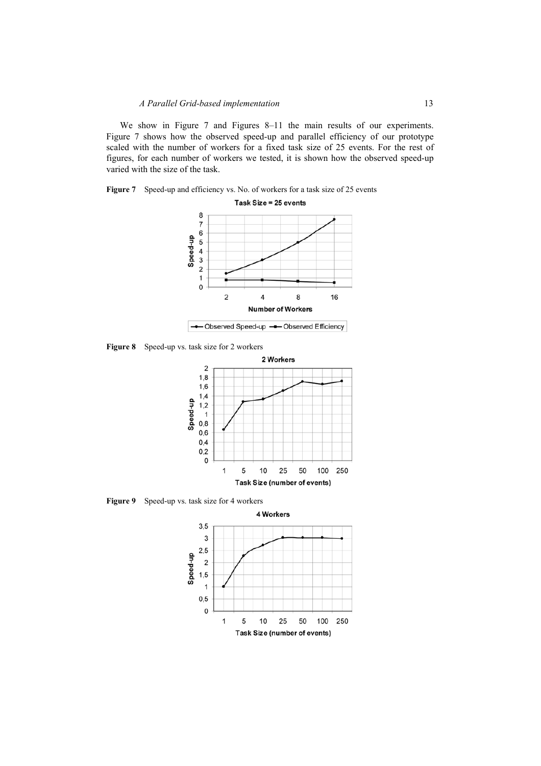We show in Figure 7 and Figures 8–11 the main results of our experiments. Figure 7 shows how the observed speed-up and parallel efficiency of our prototype scaled with the number of workers for a fixed task size of 25 events. For the rest of figures, for each number of workers we tested, it is shown how the observed speed-up varied with the size of the task.

**Figure 7** Speed-up and efficiency vs. No. of workers for a task size of 25 events

**Figure 8** Speed-up vs. task size for 2 workers

**Figure 9** Speed-up vs. task size for 4 workers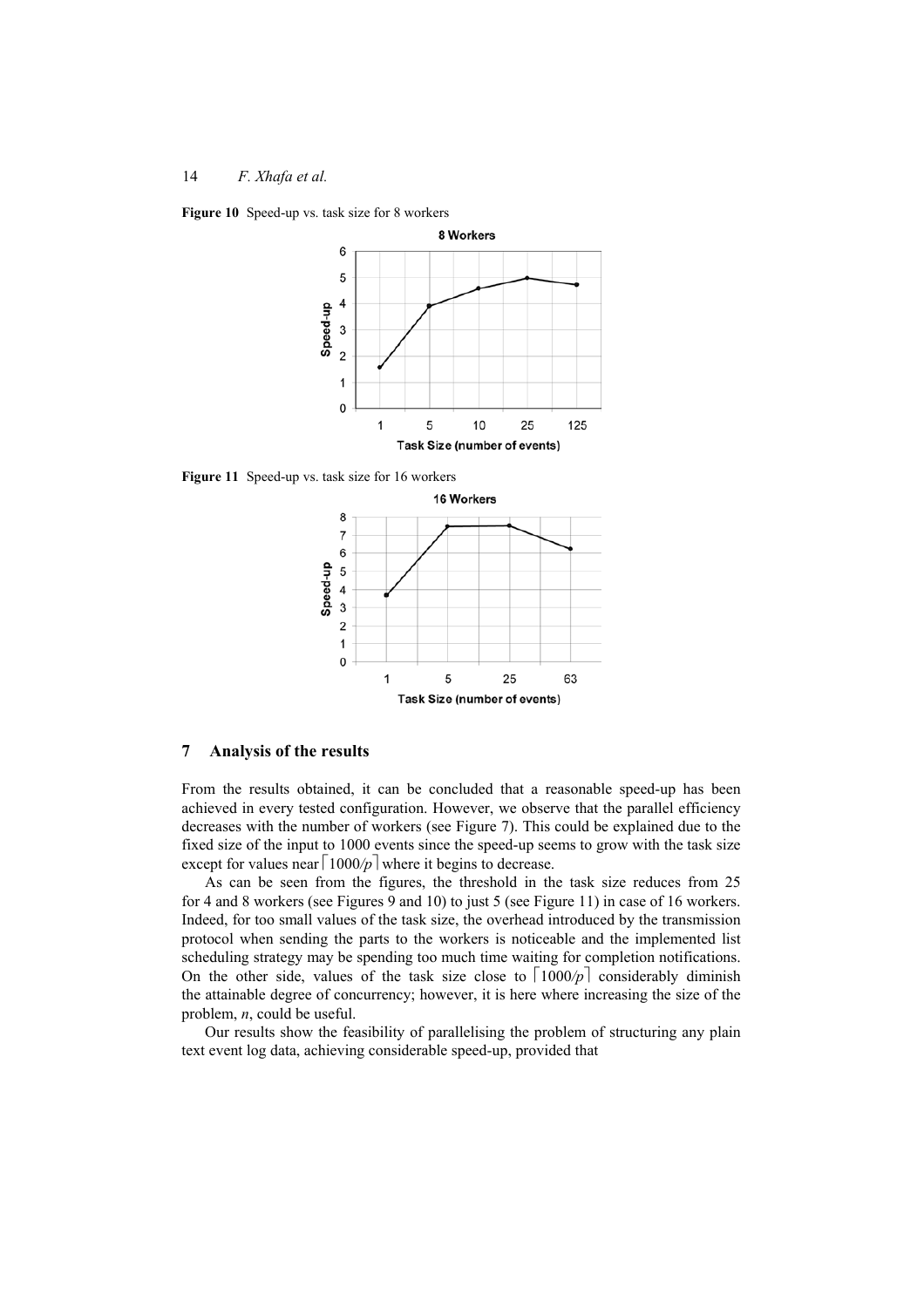**Figure 10** Speed-up vs. task size for 8 workers

**Figure 11** Speed-up vs. task size for 16 workers

## 7 Analysis of the results

From the results obtained, it can be concluded that a reasonable speed-up has been achieved in every tested configuration. However, we observe that the parallel efficiency decreases with the number of workers (see Figure 7). This could be explained due to the fixed size of the input to 1000 events since the speed-up seems to grow with the task size except for values near $\lceil 1000/p \rceil$ where it begins to decrease.

As can be seen from the figures, the threshold in the task size reduces from 25 for 4 and 8 workers (see Figures 9 and 10) to just 5 (see Figure 11) in case of 16 workers. Indeed, for too small values of the task size, the overhead introduced by the transmission protocol when sending the parts to the workers is noticeable and the implemented list scheduling strategy may be spending too much time waiting for completion notifications. On the other side, values of the task size close to $\lceil 1000/p \rceil$ considerably diminish the attainable degree of concurrency; however, it is here where increasing the size of the problem, $n$, could be useful.

Our results show the feasibility of parallelising the problem of structuring any plain text event log data, achieving considerable speed-up, provided that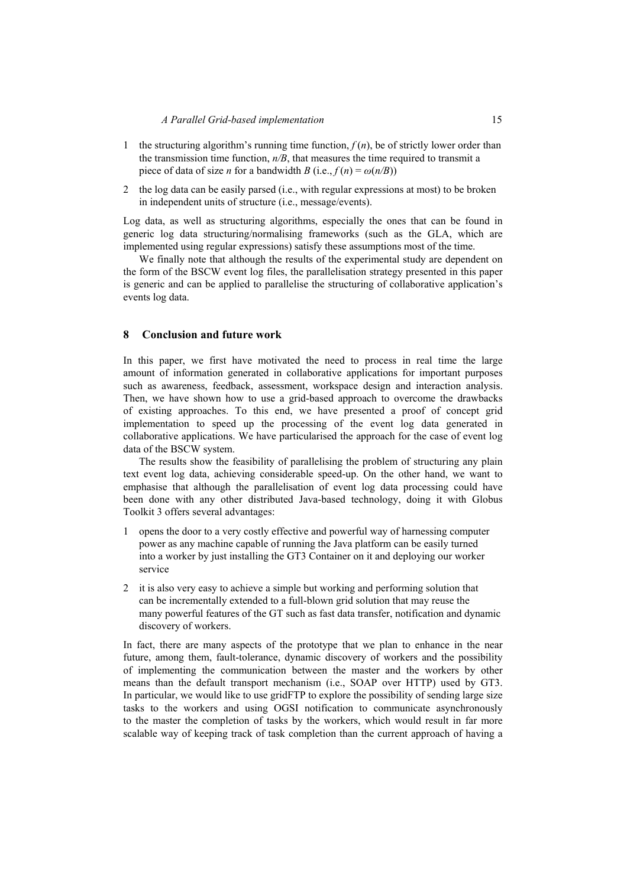1 the structuring algorithm's running time function, $f(n)$, be of strictly lower order than the transmission time function, $n/B$, that measures the time required to transmit a piece of data of size $n$ for a bandwidth $B$ (i.e., $f(n) = \omega(n/B)$)

2 the log data can be easily parsed (i.e., with regular expressions at most) to be broken in independent units of structure (i.e., message/events).

Log data, as well as structuring algorithms, especially the ones that can be found in generic log data structuring/normalising frameworks (such as the GLA, which are implemented using regular expressions) satisfy these assumptions most of the time.

We finally note that although the results of the experimental study are dependent on the form of the BSCW event log files, the parallelisation strategy presented in this paper is generic and can be applied to parallelise the structuring of collaborative application's events log data.

## 8 Conclusion and future work

In this paper, we first have motivated the need to process in real time the large amount of information generated in collaborative applications for important purposes such as awareness, feedback, assessment, workspace design and interaction analysis. Then, we have shown how to use a grid-based approach to overcome the drawbacks of existing approaches. To this end, we have presented a proof of concept grid implementation to speed up the processing of the event log data generated in collaborative applications. We have particularised the approach for the case of event log data of the BSCW system.

The results show the feasibility of parallelising the problem of structuring any plain text event log data, achieving considerable speed-up. On the other hand, we want to emphasise that although the parallelisation of event log data processing could have been done with any other distributed Java-based technology, doing it with Globus Toolkit 3 offers several advantages:

1 opens the door to a very costly effective and powerful way of harnessing computer power as any machine capable of running the Java platform can be easily turned into a worker by just installing the GT3 Container on it and deploying our worker service

2 it is also very easy to achieve a simple but working and performing solution that can be incrementally extended to a full-blown grid solution that may reuse the many powerful features of the GT such as fast data transfer, notification and dynamic discovery of workers.

In fact, there are many aspects of the prototype that we plan to enhance in the near future, among them, fault-tolerance, dynamic discovery of workers and the possibility of implementing the communication between the master and the workers by other means than the default transport mechanism (i.e., SOAP over HTTP) used by GT3. In particular, we would like to use gridFTP to explore the possibility of sending large size tasks to the workers and using OGSI notification to communicate asynchronously to the master the completion of tasks by the workers, which would result in far more scalable way of keeping track of task completion than the current approach of having a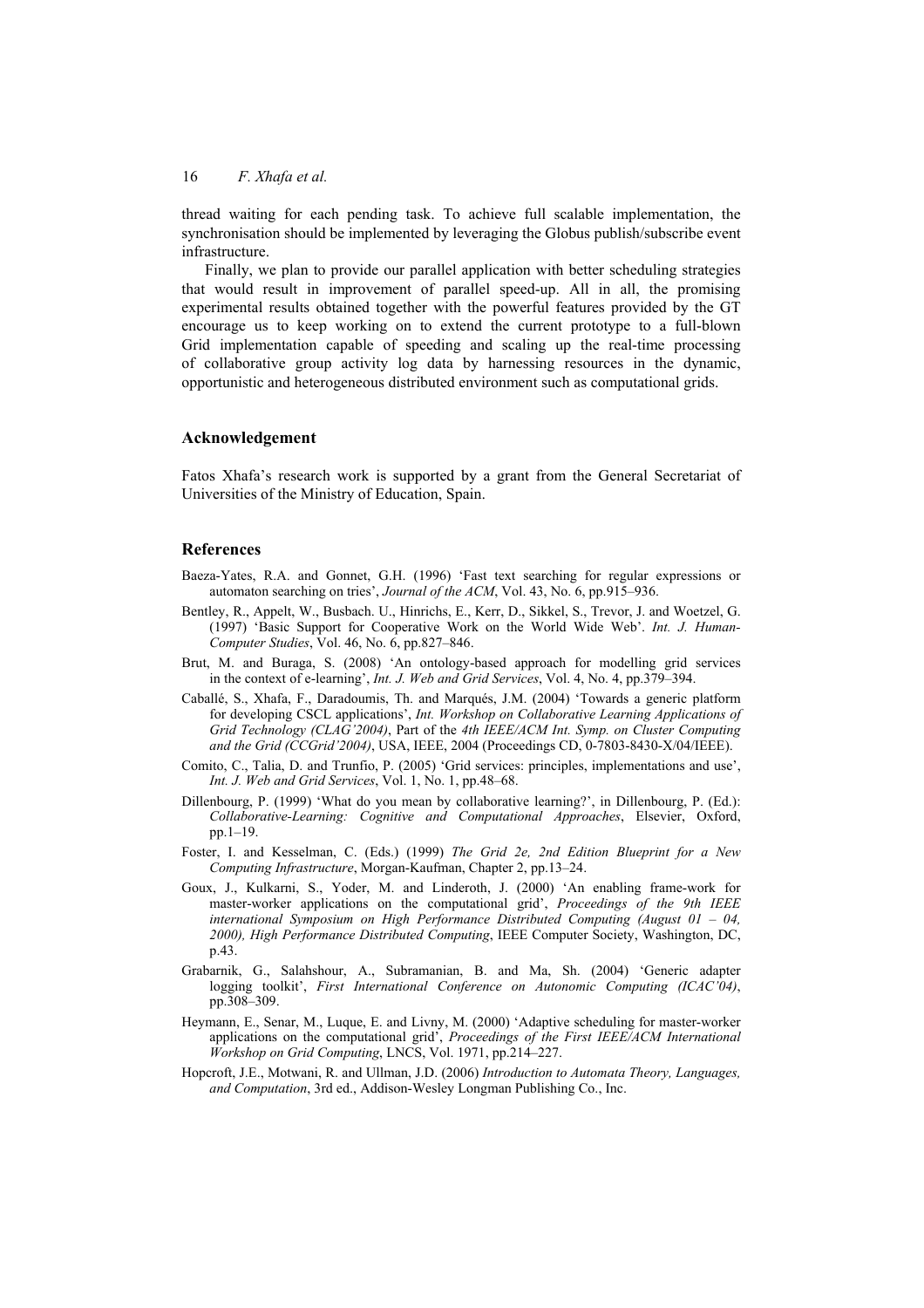thread waiting for each pending task. To achieve full scalable implementation, the synchronisation should be implemented by leveraging the Globus publish/subscribe event infrastructure.

Finally, we plan to provide our parallel application with better scheduling strategies that would result in improvement of parallel speed-up. All in all, the promising experimental results obtained together with the powerful features provided by the GT encourage us to keep working on to extend the current prototype to a full-blown Grid implementation capable of speeding and scaling up the real-time processing of collaborative group activity log data by harnessing resources in the dynamic, opportunistic and heterogeneous distributed environment such as computational grids.

## Acknowledgement

Fatos Xhafa's research work is supported by a grant from the General Secretariat of Universities of the Ministry of Education, Spain.

## References

Baeza-Yates, R.A. and Gonnet, G.H. (1996) 'Fast text searching for regular expressions or automaton searching on tries', *Journal of the ACM*, Vol. 43, No. 6, pp.915–936.

Bentley, R., Appelt, W., Busbach. U., Hinrichs, E., Kerr, D., Sikkel, S., Trevor, J. and Woetzel, G. (1997) 'Basic Support for Cooperative Work on the World Wide Web'. *Int. J. Human-Computer Studies*, Vol. 46, No. 6, pp.827–846.

Brut, M. and Buraga, S. (2008) 'An ontology-based approach for modelling grid services in the context of e-learning', *Int. J. Web and Grid Services*, Vol. 4, No. 4, pp.379–394.

Caballé, S., Xhafa, F., Daradoumis, Th. and Marqués, J.M. (2004) 'Towards a generic platform for developing CSCL applications', *Int. Workshop on Collaborative Learning Applications of Grid Technology (CLAG'2004)*, Part of the *4th IEEE/ACM Int. Symp. on Cluster Computing and the Grid (CCGrid'2004)*, USA, IEEE, 2004 (Proceedings CD, 0-7803-8430-X/04/IEEE).

Comito, C., Talia, D. and Trunfio, P. (2005) 'Grid services: principles, implementations and use', *Int. J. Web and Grid Services*, Vol. 1, No. 1, pp.48–68.

Dillenbourg, P. (1999) 'What do you mean by collaborative learning?', in Dillenbourg, P. (Ed.): *Collaborative-Learning: Cognitive and Computational Approaches*, Elsevier, Oxford, pp.1–19.

Foster, I. and Kesselman, C. (Eds.) (1999) *The Grid 2e, 2nd Edition Blueprint for a New Computing Infrastructure*, Morgan-Kaufman, Chapter 2, pp.13–24.

Goux, J., Kulkarni, S., Yoder, M. and Linderoth, J. (2000) 'An enabling frame-work for master-worker applications on the computational grid', *Proceedings of the 9th IEEE international Symposium on High Performance Distributed Computing (August 01 – 04, 2000), High Performance Distributed Computing*, IEEE Computer Society, Washington, DC, p.43.

Grabarnik, G., Salahshour, A., Subramanian, B. and Ma, Sh. (2004) 'Generic adapter logging toolkit', *First International Conference on Autonomic Computing (ICAC'04)*, pp.308–309.

Heymann, E., Senar, M., Luque, E. and Livny, M. (2000) 'Adaptive scheduling for master-worker applications on the computational grid', *Proceedings of the First IEEE/ACM International Workshop on Grid Computing*, LNCS, Vol. 1971, pp.214–227.

Hopcroft, J.E., Motwani, R. and Ullman, J.D. (2006) *Introduction to Automata Theory, Languages, and Computation*, 3rd ed., Addison-Wesley Longman Publishing Co., Inc.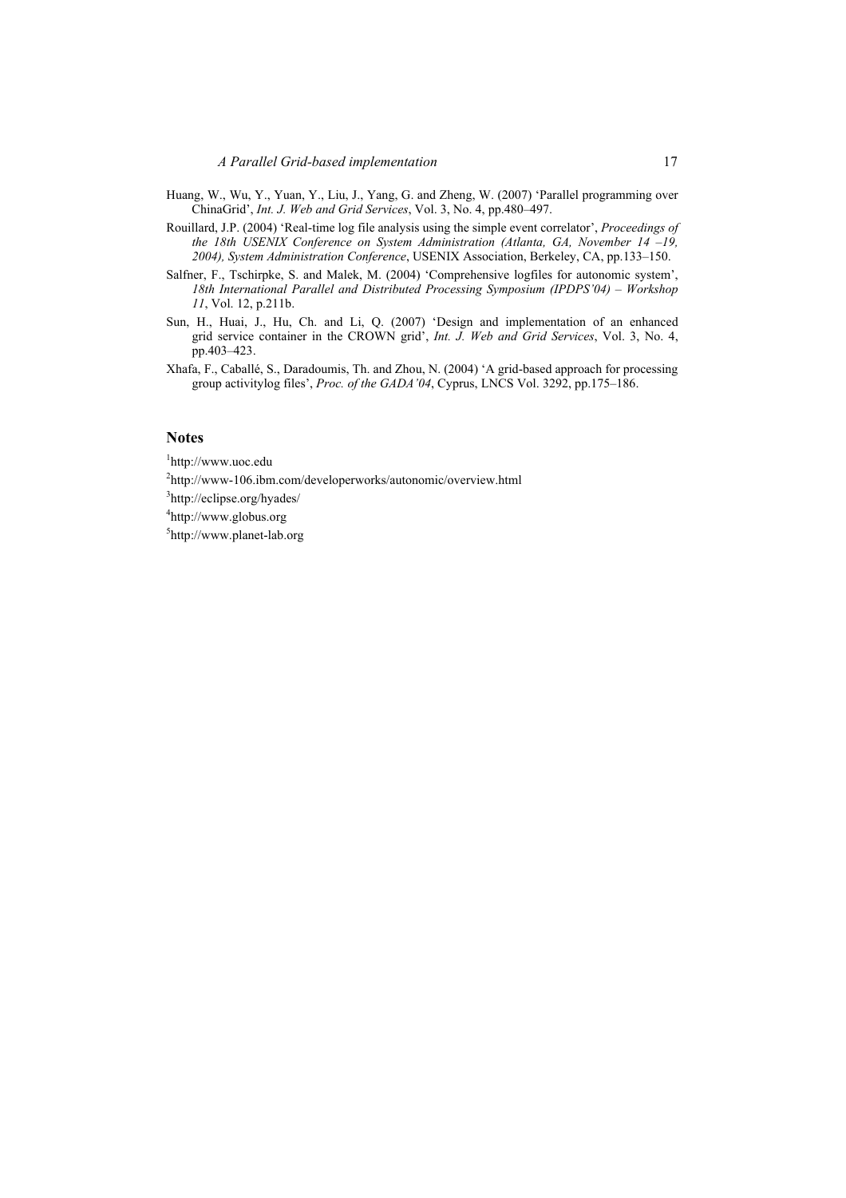Huang, W., Wu, Y., Yuan, Y., Liu, J., Yang, G. and Zheng, W. (2007) 'Parallel programming over ChinaGrid', *Int. J. Web and Grid Services*, Vol. 3, No. 4, pp.480–497.

Rouillard, J.P. (2004) 'Real-time log file analysis using the simple event correlator', *Proceedings of the 18th USENIX Conference on System Administration (Atlanta, GA, November 14 –19, 2004), System Administration Conference*, USENIX Association, Berkeley, CA, pp.133–150.

Salfner, F., Tschirpke, S. and Malek, M. (2004) 'Comprehensive logfiles for autonomic system', *18th International Parallel and Distributed Processing Symposium (IPDPS'04) – Workshop 11*, Vol. 12, p.211b.

Sun, H., Huai, J., Hu, Ch. and Li, Q. (2007) 'Design and implementation of an enhanced grid service container in the CROWN grid', *Int. J. Web and Grid Services*, Vol. 3, No. 4, pp.403–423.

Xhafa, F., Caballé, S., Daradoumis, Th. and Zhou, N. (2004) 'A grid-based approach for processing group activitylog files', *Proc. of the GADA'04*, Cyprus, LNCS Vol. 3292, pp.175–186.

## Notes

[1] http://www.uoc.edu

[2] http://www-106.ibm.com/developerworks/autonomic/overview.html

[3] http://eclipse.org/hyades/

[4] http://www.globus.org

[5] http://www.planet-lab.org